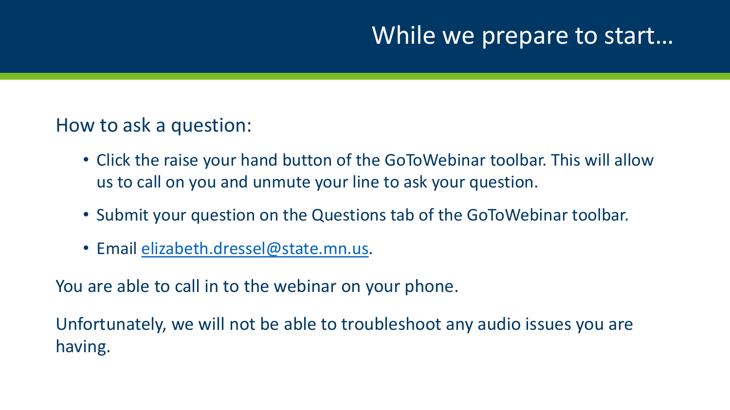# While we prepare to start…

How to ask a question:

- Click the raise your hand button of the GoToWebinar toolbar. This will allow us to call on you and unmute your line to ask your question.
- Submit your question on the Questions tab of the GoToWebinar toolbar.
- Email elizabeth.dressel@state.mn.us.

You are able to call in to the webinar on your phone.

Unfortunately, we will not be able to troubleshoot any audio issues you are having.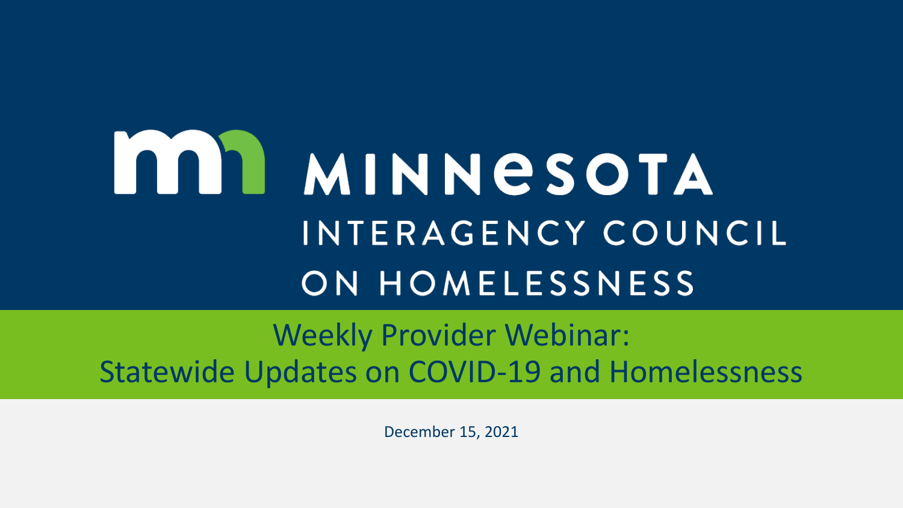# MINNESOTA INTERAGENCY COUNCIL ON HOMELESSNESS

## Weekly Provider Webinar: Statewide Updates on COVID-19 and Homelessness

December 15, 2021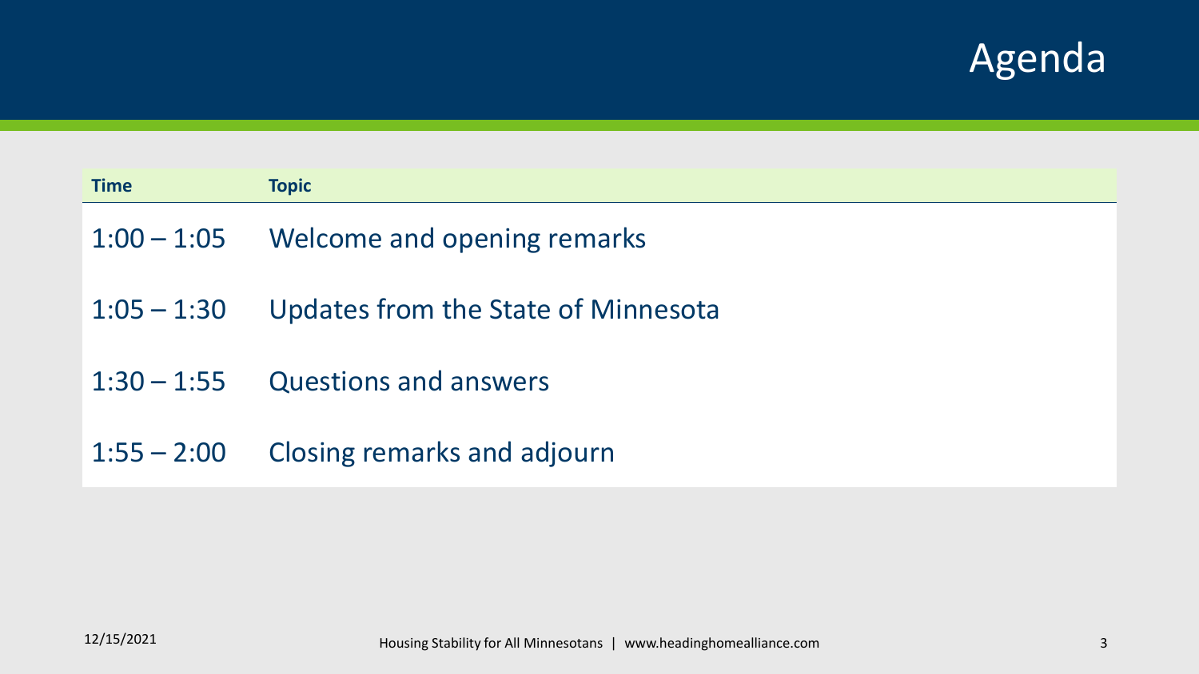# Agenda

| Time | Topic |
| --- | --- |
| 1:00 – 1:05 | Welcome and opening remarks |
| 1:05 – 1:30 | Updates from the State of Minnesota |
| 1:30 – 1:55 | Questions and answers |
| 1:55 – 2:00 | Closing remarks and adjourn |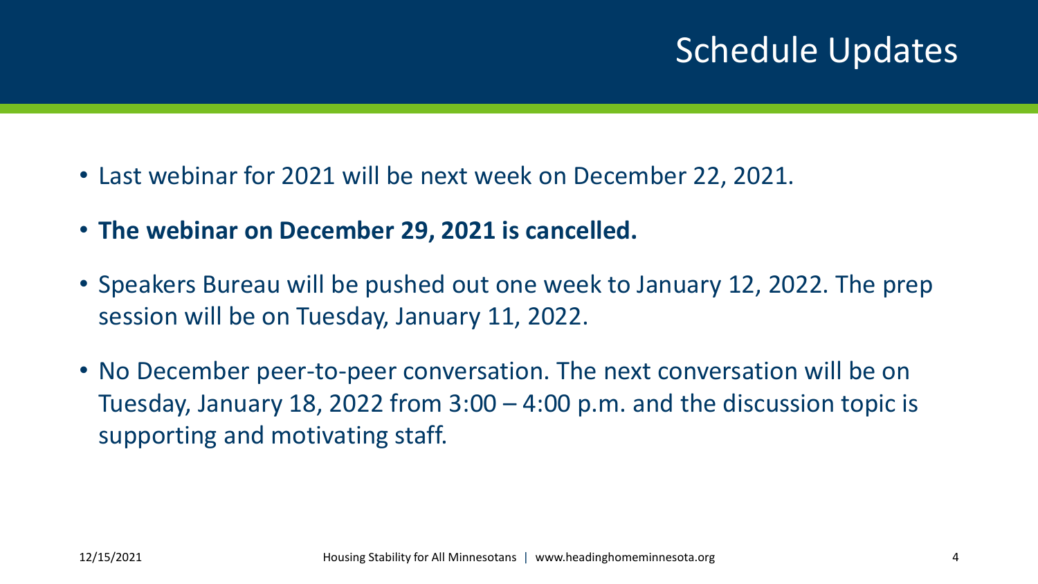# Schedule Updates

- Last webinar for 2021 will be next week on December 22, 2021.
- **The webinar on December 29, 2021 is cancelled.**
- Speakers Bureau will be pushed out one week to January 12, 2022. The prep session will be on Tuesday, January 11, 2022.
- No December peer-to-peer conversation. The next conversation will be on Tuesday, January 18, 2022 from 3:00 – 4:00 p.m. and the discussion topic is supporting and motivating staff.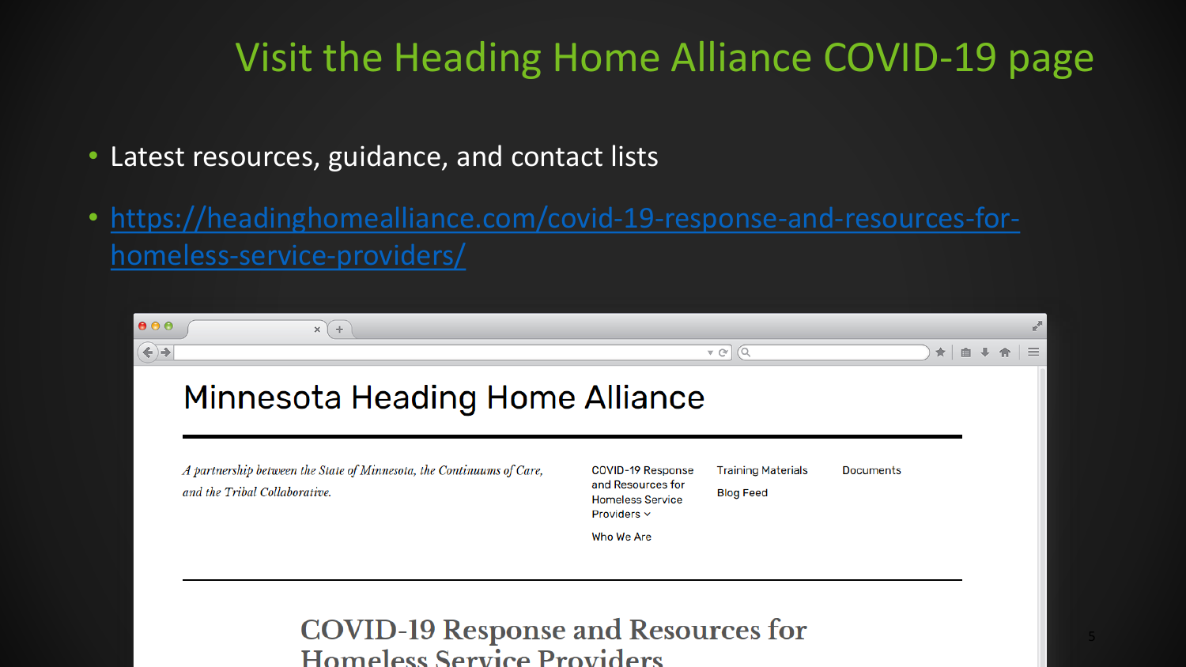# Visit the Heading Home Alliance COVID-19 page

- Latest resources, guidance, and contact lists
- https://headinghomealliance.com/covid-19-response-and-resources-for-homeless-service-providers/

Minnesota Heading Home Alliance

*A partnership between the State of Minnesota, the Continuums of Care, and the Tribal Collaborative.*

COVID-19 Response and Resources for Homeless Service Providers | Training Materials | Documents | Blog Feed | Who We Are

COVID-19 Response and Resources for Homeless Service Providers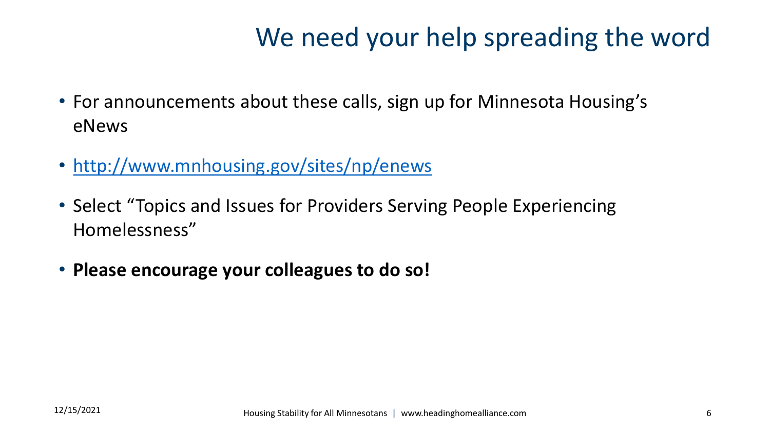# We need your help spreading the word

- For announcements about these calls, sign up for Minnesota Housing's eNews
- [http://www.mnhousing.gov/sites/np/enews](http://www.mnhousing.gov/sites/np/enews)
- Select "Topics and Issues for Providers Serving People Experiencing Homelessness"
- **Please encourage your colleagues to do so!**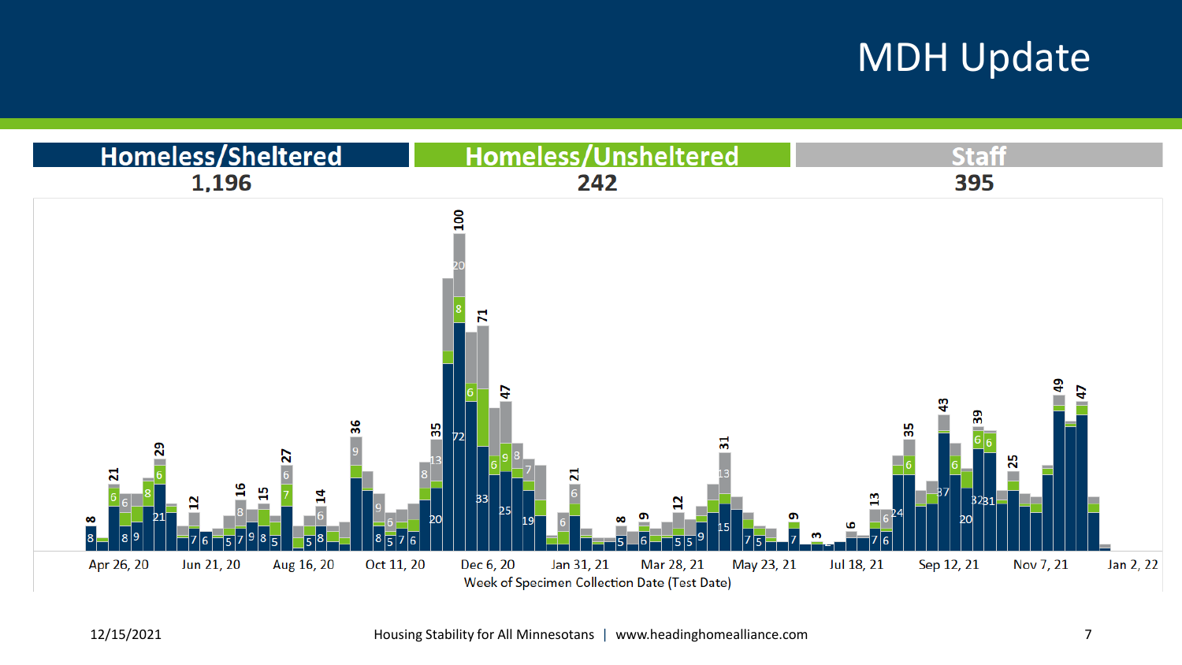# MDH Update

| Homeless/Sheltered | Homeless/Unsheltered | Staff |
|---|---|---|
| 1,196 | 242 | 395 |

Week of Specimen Collection Date (Test Date)

Apr 26, 20 | Jun 21, 20 | Aug 16, 20 | Oct 11, 20 | Dec 6, 20 | Jan 31, 21 | Mar 28, 21 | May 23, 21 | Jul 18, 21 | Sep 12, 21 | Nov 7, 21 | Jan 2, 22

12/15/2021

Housing Stability for All Minnesotans | www.headinghomealliance.com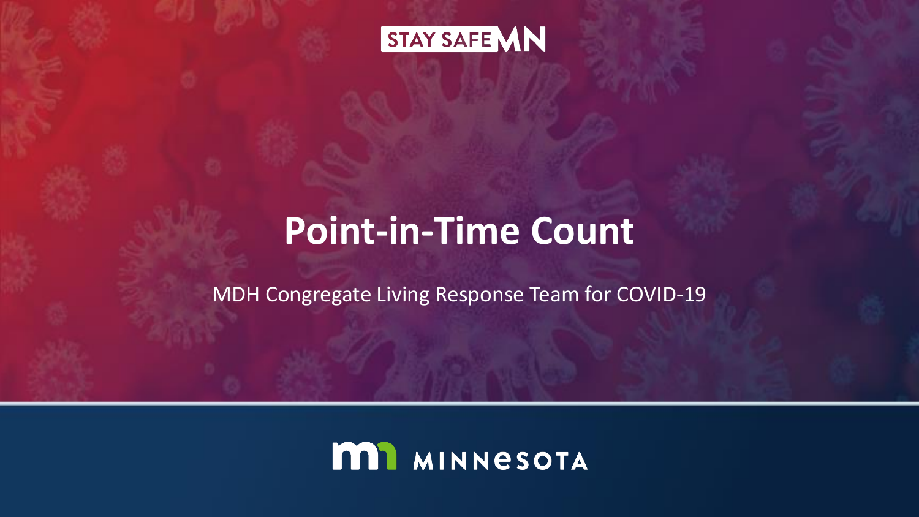STAY SAFE MN

# Point-in-Time Count

MDH Congregate Living Response Team for COVID-19

MINNESOTA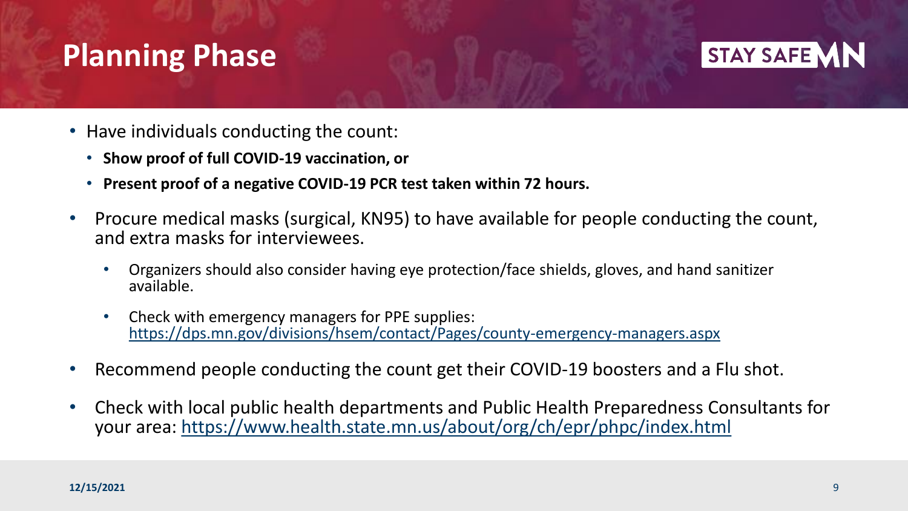# Planning Phase

STAY SAFE MN

- Have individuals conducting the count:
  - **Show proof of full COVID-19 vaccination, or**
  - **Present proof of a negative COVID-19 PCR test taken within 72 hours.**
- Procure medical masks (surgical, KN95) to have available for people conducting the count, and extra masks for interviewees.
  - Organizers should also consider having eye protection/face shields, gloves, and hand sanitizer available.
  - Check with emergency managers for PPE supplies: https://dps.mn.gov/divisions/hsem/contact/Pages/county-emergency-managers.aspx
- Recommend people conducting the count get their COVID-19 boosters and a Flu shot.
- Check with local public health departments and Public Health Preparedness Consultants for your area: https://www.health.state.mn.us/about/org/ch/epr/phpc/index.html

**12/15/2021**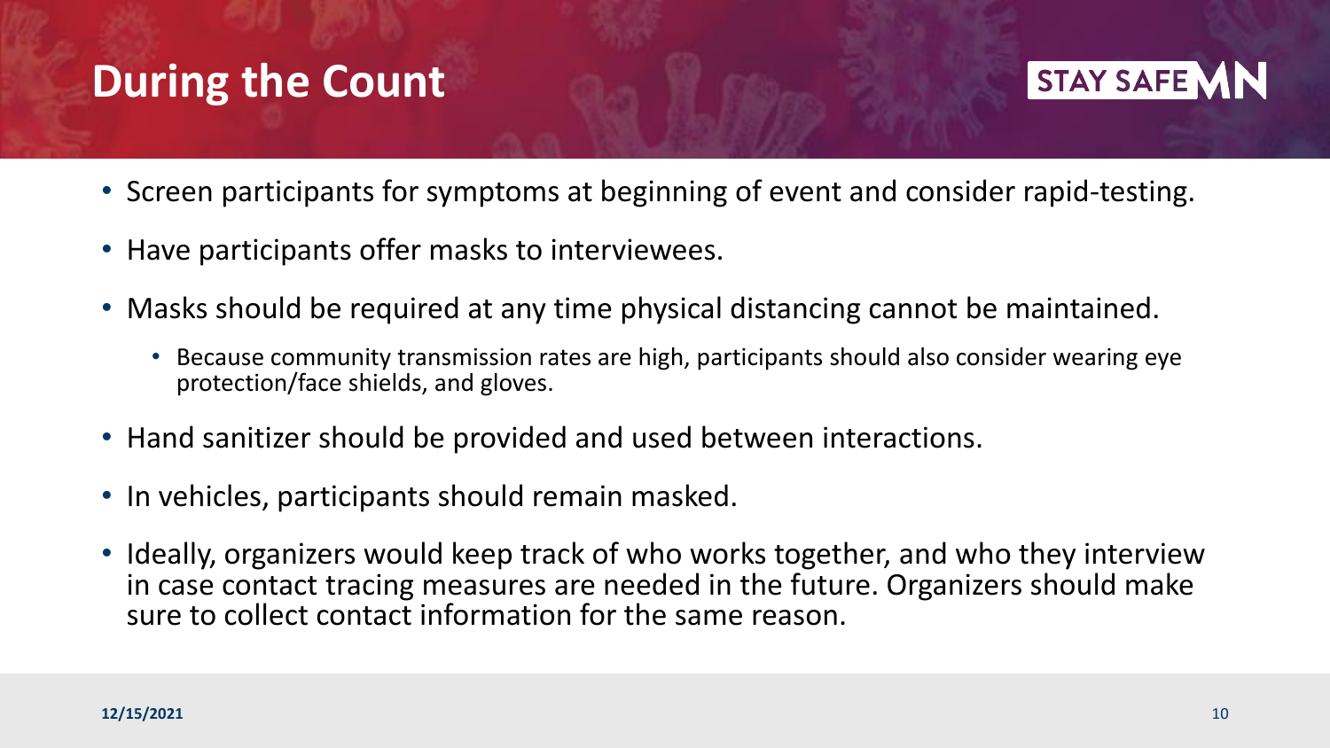## During the Count

STAY SAFE MN

- Screen participants for symptoms at beginning of event and consider rapid-testing.
- Have participants offer masks to interviewees.
- Masks should be required at any time physical distancing cannot be maintained.
  - Because community transmission rates are high, participants should also consider wearing eye protection/face shields, and gloves.
- Hand sanitizer should be provided and used between interactions.
- In vehicles, participants should remain masked.
- Ideally, organizers would keep track of who works together, and who they interview in case contact tracing measures are needed in the future. Organizers should make sure to collect contact information for the same reason.

12/15/2021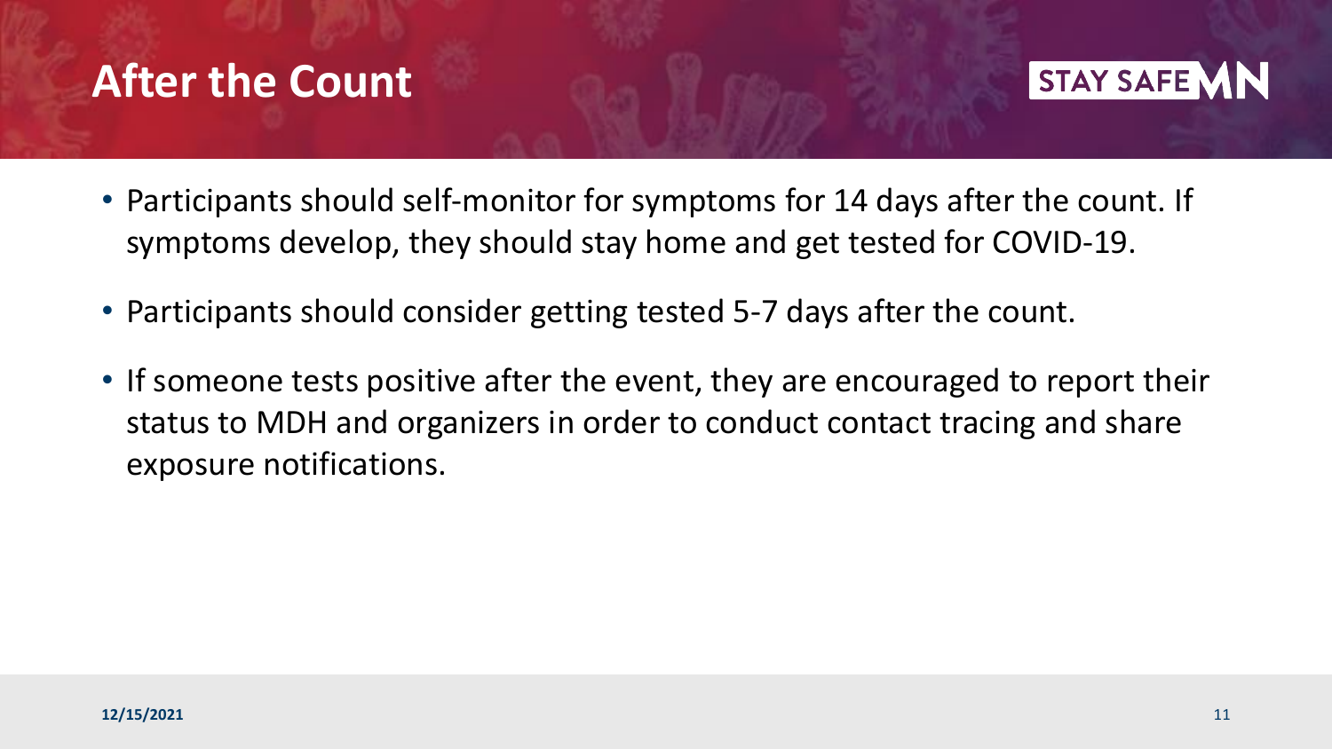# After the Count

STAY SAFE MN

- Participants should self-monitor for symptoms for 14 days after the count. If symptoms develop, they should stay home and get tested for COVID-19.
- Participants should consider getting tested 5-7 days after the count.
- If someone tests positive after the event, they are encouraged to report their status to MDH and organizers in order to conduct contact tracing and share exposure notifications.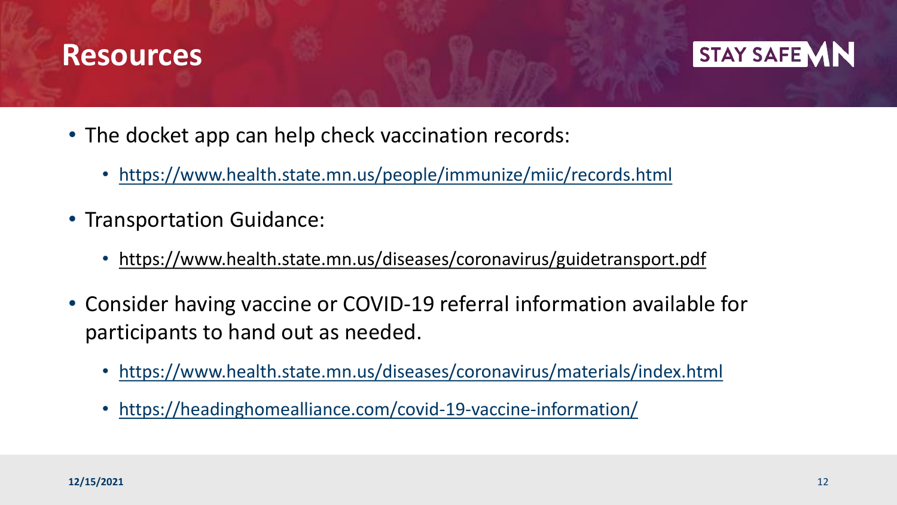# Resources

- The docket app can help check vaccination records:
  - https://www.health.state.mn.us/people/immunize/miic/records.html
- Transportation Guidance:
  - https://www.health.state.mn.us/diseases/coronavirus/guidetransport.pdf
- Consider having vaccine or COVID-19 referral information available for participants to hand out as needed.
  - https://www.health.state.mn.us/diseases/coronavirus/materials/index.html
  - https://headinghomealliance.com/covid-19-vaccine-information/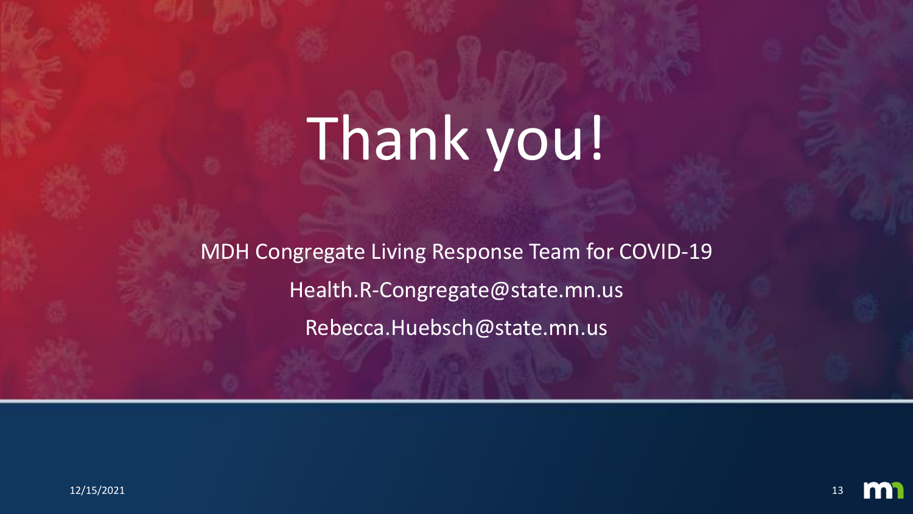# Thank you!

MDH Congregate Living Response Team for COVID-19

Health.R-Congregate@state.mn.us

Rebecca.Huebsch@state.mn.us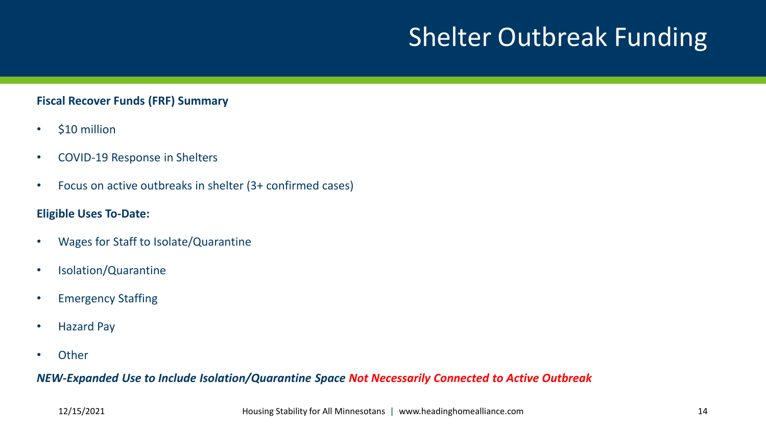# Shelter Outbreak Funding

**Fiscal Recover Funds (FRF) Summary**

- $10 million
- COVID-19 Response in Shelters
- Focus on active outbreaks in shelter (3+ confirmed cases)

**Eligible Uses To-Date:**

- Wages for Staff to Isolate/Quarantine
- Isolation/Quarantine
- Emergency Staffing
- Hazard Pay
- Other

***NEW-Expanded Use to Include Isolation/Quarantine Space Not Necessarily Connected to Active Outbreak***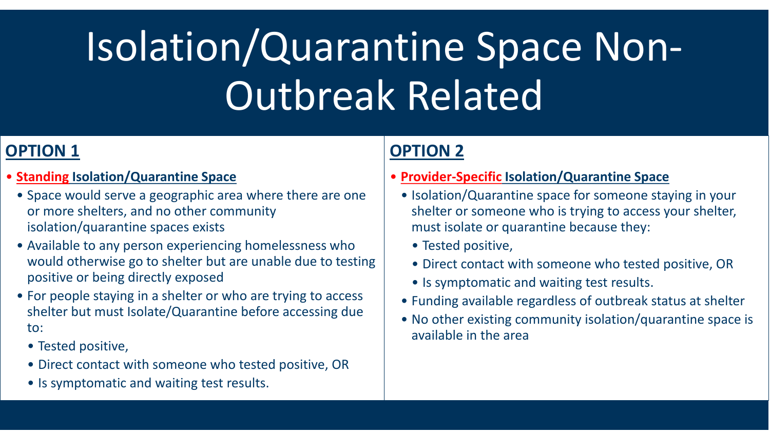# Isolation/Quarantine Space Non-Outbreak Related

## OPTION 1

- **Standing Isolation/Quarantine Space**
  - Space would serve a geographic area where there are one or more shelters, and no other community isolation/quarantine spaces exists
  - Available to any person experiencing homelessness who would otherwise go to shelter but are unable due to testing positive or being directly exposed
  - For people staying in a shelter or who are trying to access shelter but must Isolate/Quarantine before accessing due to:
    - Tested positive,
    - Direct contact with someone who tested positive, OR
    - Is symptomatic and waiting test results.

## OPTION 2

- **Provider-Specific Isolation/Quarantine Space**
  - Isolation/Quarantine space for someone staying in your shelter or someone who is trying to access your shelter, must isolate or quarantine because they:
    - Tested positive,
    - Direct contact with someone who tested positive, OR
    - Is symptomatic and waiting test results.
  - Funding available regardless of outbreak status at shelter
  - No other existing community isolation/quarantine space is available in the area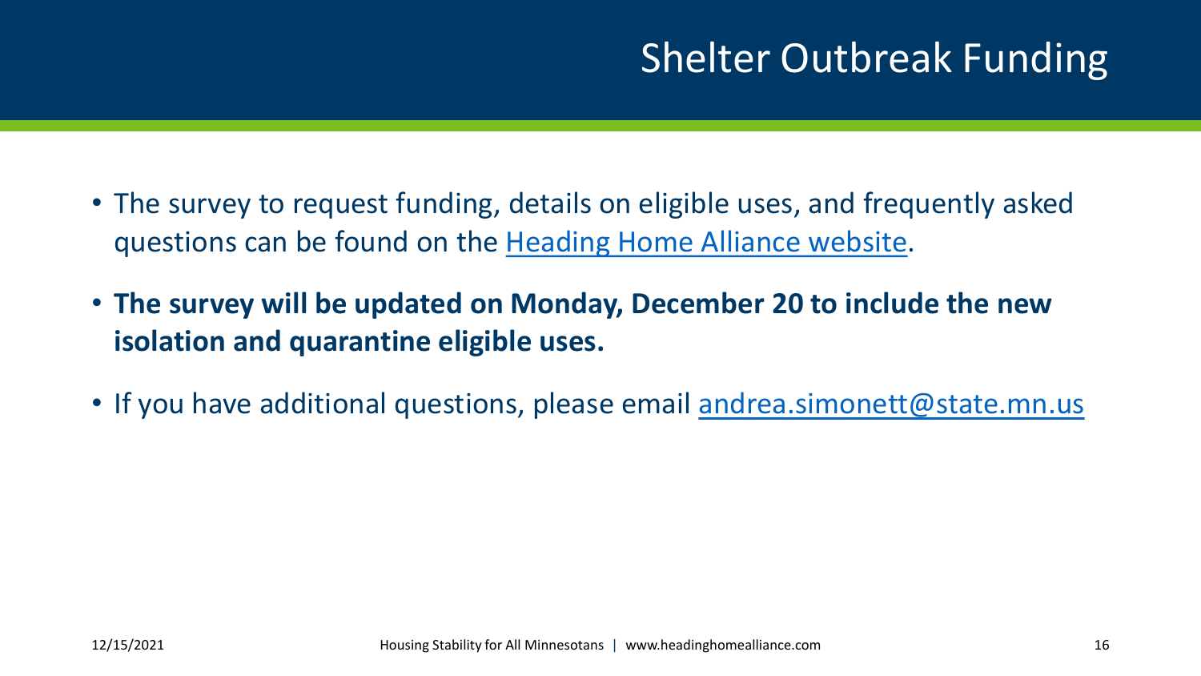# Shelter Outbreak Funding

- The survey to request funding, details on eligible uses, and frequently asked questions can be found on the [Heading Home Alliance website](http://www.headinghomealliance.com).
- **The survey will be updated on Monday, December 20 to include the new isolation and quarantine eligible uses.**
- If you have additional questions, please email [andrea.simonett@state.mn.us](mailto:andrea.simonett@state.mn.us)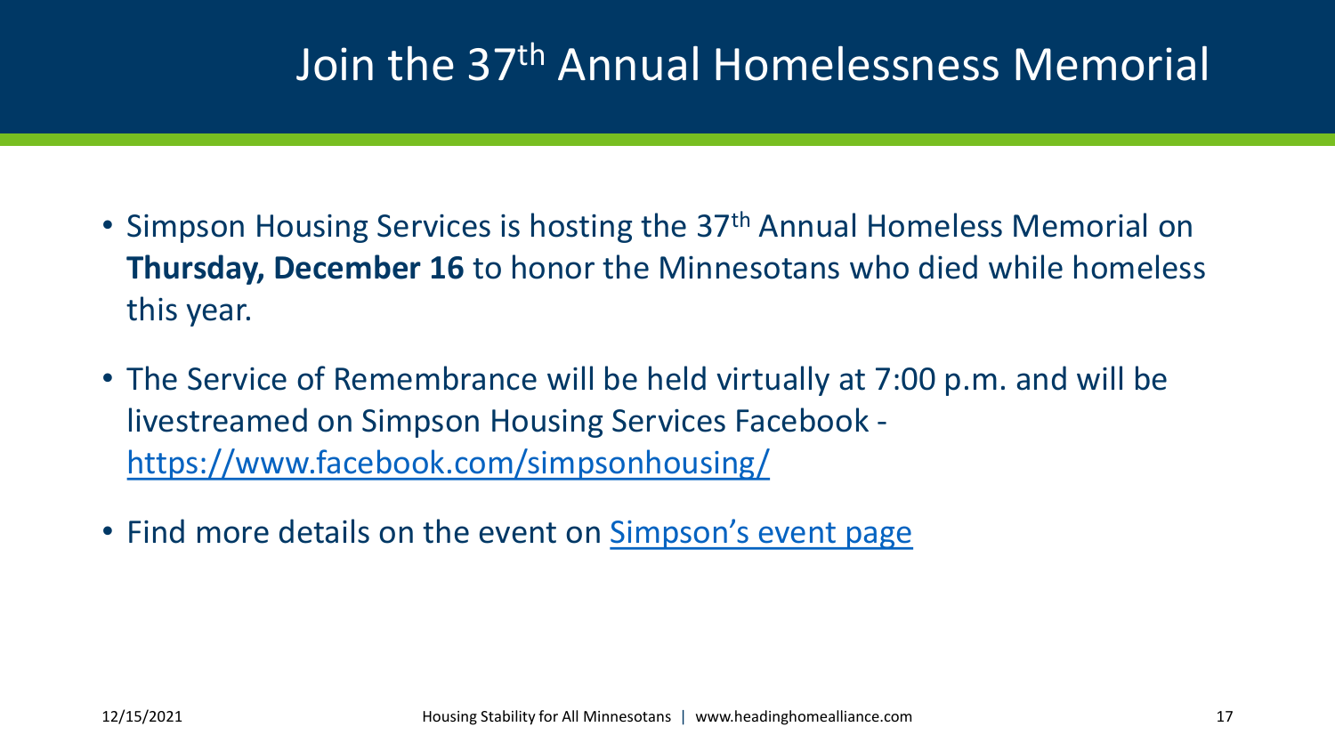# Join the 37th Annual Homelessness Memorial

- Simpson Housing Services is hosting the 37th Annual Homeless Memorial on **Thursday, December 16** to honor the Minnesotans who died while homeless this year.
- The Service of Remembrance will be held virtually at 7:00 p.m. and will be livestreamed on Simpson Housing Services Facebook - https://www.facebook.com/simpsonhousing/
- Find more details on the event on Simpson's event page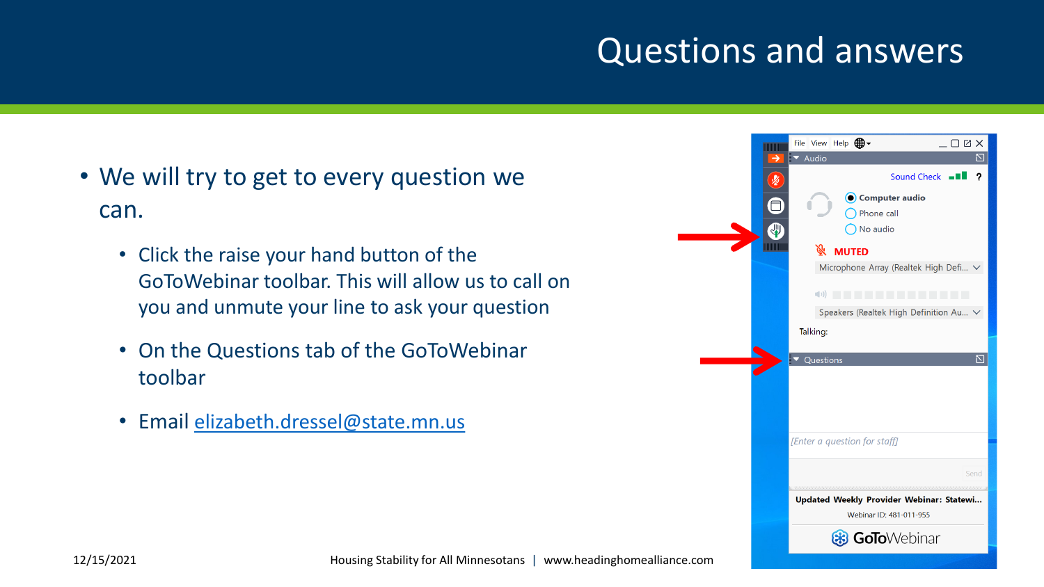# Questions and answers

- We will try to get to every question we can.
  - Click the raise your hand button of the GoToWebinar toolbar. This will allow us to call on you and unmute your line to ask your question
  - On the Questions tab of the GoToWebinar toolbar
  - Email [elizabeth.dressel@state.mn.us](mailto:elizabeth.dressel@state.mn.us)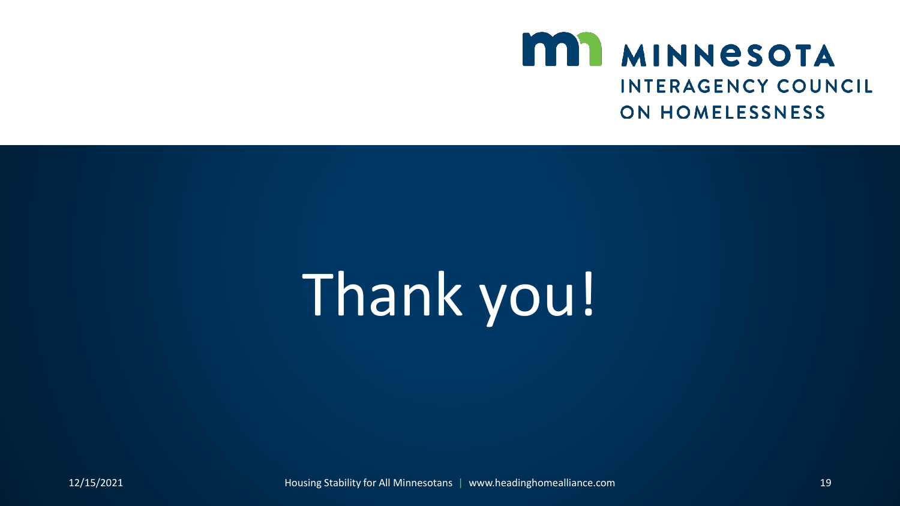MINNESOTA
INTERAGENCY COUNCIL
ON HOMELESSNESS

# Thank you!